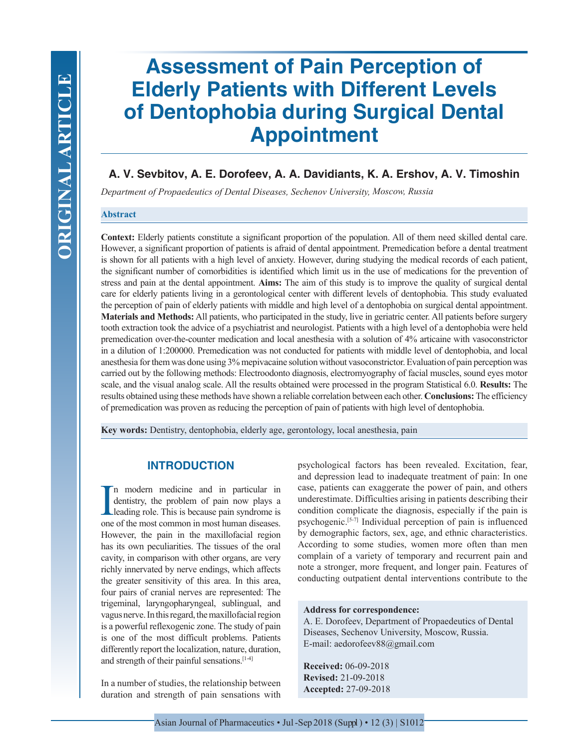ORIGINAL ARTICLE

# Assessment of Pain Perception of Elderly Patients with Different Levels of Dentophobia during Surgical Dental Appointment

**A. V. Sevbitov, A. E. Dorofeev, A. A. Davidiants, K. A. Ershov, A. V. Timoshin**

*Department of Propaedeutics of Dental Diseases, Sechenov University, Moscow, Russia*

## Abstract

**Context:** Elderly patients constitute a significant proportion of the population. All of them need skilled dental care. However, a significant proportion of patients is afraid of dental appointment. Premedication before a dental treatment is shown for all patients with a high level of anxiety. However, during studying the medical records of each patient, the significant number of comorbidities is identified which limit us in the use of medications for the prevention of stress and pain at the dental appointment. **Aims:** The aim of this study is to improve the quality of surgical dental care for elderly patients living in a gerontological center with different levels of dentophobia. This study evaluated the perception of pain of elderly patients with middle and high level of a dentophobia on surgical dental appointment. **Materials and Methods:** All patients, who participated in the study, live in geriatric center. All patients before surgery tooth extraction took the advice of a psychiatrist and neurologist. Patients with a high level of a dentophobia were held premedication over-the-counter medication and local anesthesia with a solution of 4% articaine with vasoconstrictor in a dilution of 1:200000. Premedication was not conducted for patients with middle level of dentophobia, and local anesthesia for them was done using 3% mepivacaine solution without vasoconstrictor. Evaluation of pain perception was carried out by the following methods: Electroodonto diagnosis, electromyography of facial muscles, sound eyes motor scale, and the visual analog scale. All the results obtained were processed in the program Statistical 6.0. **Results:** The results obtained using these methods have shown a reliable correlation between each other. **Conclusions:** The efficiency of premedication was proven as reducing the perception of pain of patients with high level of dentophobia.

**Key words:** Dentistry, dentophobia, elderly age, gerontology, local anesthesia, pain

## INTRODUCTION

In modern medicine and in particular in dentistry, the problem of pain now plays a leading role. This is because pain syndrome is one of the most common in most human diseases. However, the pain in the maxillofacial region has its own peculiarities. The tissues of the oral cavity, in comparison with other organs, are very richly innervated by nerve endings, which affects the greater sensitivity of this area. In this area, four pairs of cranial nerves are represented: The trigeminal, laryngopharyngeal, sublingual, and vagus nerve. In this regard, the maxillofacial region is a powerful reflexogenic zone. The study of pain is one of the most difficult problems. Patients differently report the localization, nature, duration, and strength of their painful sensations.[1-4]

In a number of studies, the relationship between duration and strength of pain sensations with psychological factors has been revealed. Excitation, fear, and depression lead to inadequate treatment of pain: In one case, patients can exaggerate the power of pain, and others underestimate. Difficulties arising in patients describing their condition complicate the diagnosis, especially if the pain is psychogenic.[5-7] Individual perception of pain is influenced by demographic factors, sex, age, and ethnic characteristics. According to some studies, women more often than men complain of a variety of temporary and recurrent pain and note a stronger, more frequent, and longer pain. Features of conducting outpatient dental interventions contribute to the

**Address for correspondence:**
A. E. Dorofeev, Department of Propaedeutics of Dental Diseases, Sechenov University, Moscow, Russia.
E-mail: aedorofeev88@gmail.com

**Received:** 06-09-2018
**Revised:** 21-09-2018
**Accepted:** 27-09-2018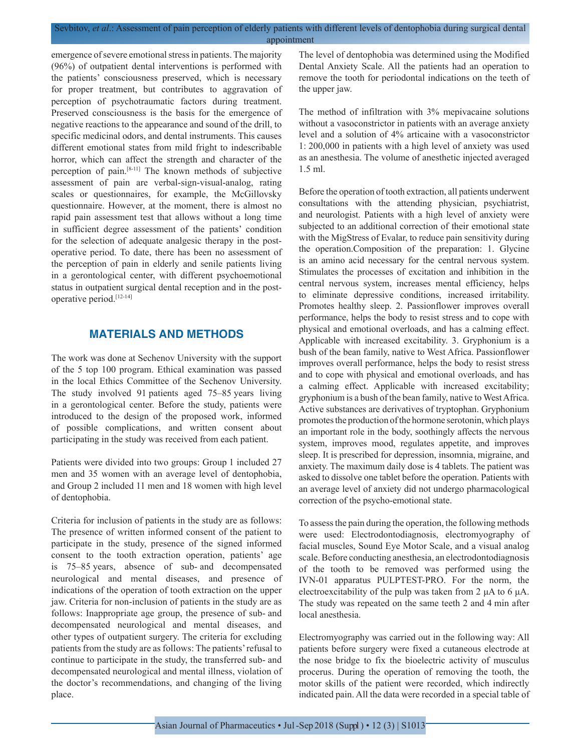emergence of severe emotional stress in patients. The majority (96%) of outpatient dental interventions is performed with the patients' consciousness preserved, which is necessary for proper treatment, but contributes to aggravation of perception of psychotraumatic factors during treatment. Preserved consciousness is the basis for the emergence of negative reactions to the appearance and sound of the drill, to specific medicinal odors, and dental instruments. This causes different emotional states from mild fright to indescribable horror, which can affect the strength and character of the perception of pain.[8-11] The known methods of subjective assessment of pain are verbal-sign-visual-analog, rating scales or questionnaires, for example, the McGillovsky questionnaire. However, at the moment, there is almost no rapid pain assessment test that allows without a long time in sufficient degree assessment of the patients' condition for the selection of adequate analgesic therapy in the post-operative period. To date, there has been no assessment of the perception of pain in elderly and senile patients living in a gerontological center, with different psychoemotional status in outpatient surgical dental reception and in the post-operative period.[12-14]

## MATERIALS AND METHODS

The work was done at Sechenov University with the support of the 5 top 100 program. Ethical examination was passed in the local Ethics Committee of the Sechenov University. The study involved 91 patients aged 75–85 years living in a gerontological center. Before the study, patients were introduced to the design of the proposed work, informed of possible complications, and written consent about participating in the study was received from each patient.

Patients were divided into two groups: Group 1 included 27 men and 35 women with an average level of dentophobia, and Group 2 included 11 men and 18 women with high level of dentophobia.

Criteria for inclusion of patients in the study are as follows: The presence of written informed consent of the patient to participate in the study, presence of the signed informed consent to the tooth extraction operation, patients' age is 75–85 years, absence of sub- and decompensated neurological and mental diseases, and presence of indications of the operation of tooth extraction on the upper jaw. Criteria for non-inclusion of patients in the study are as follows: Inappropriate age group, the presence of sub- and decompensated neurological and mental diseases, and other types of outpatient surgery. The criteria for excluding patients from the study are as follows: The patients' refusal to continue to participate in the study, the transferred sub- and decompensated neurological and mental illness, violation of the doctor's recommendations, and changing of the living place.

The level of dentophobia was determined using the Modified Dental Anxiety Scale. All the patients had an operation to remove the tooth for periodontal indications on the teeth of the upper jaw.

The method of infiltration with 3% mepivacaine solutions without a vasoconstrictor in patients with an average anxiety level and a solution of 4% articaine with a vasoconstrictor 1: 200,000 in patients with a high level of anxiety was used as an anesthesia. The volume of anesthetic injected averaged 1.5 ml.

Before the operation of tooth extraction, all patients underwent consultations with the attending physician, psychiatrist, and neurologist. Patients with a high level of anxiety were subjected to an additional correction of their emotional state with the MigStress of Evalar, to reduce pain sensitivity during the operation.Composition of the preparation: 1. Glycine is an amino acid necessary for the central nervous system. Stimulates the processes of excitation and inhibition in the central nervous system, increases mental efficiency, helps to eliminate depressive conditions, increased irritability. Promotes healthy sleep. 2. Passionflower improves overall performance, helps the body to resist stress and to cope with physical and emotional overloads, and has a calming effect. Applicable with increased excitability. 3. Gryphonium is a bush of the bean family, native to West Africa. Passionflower improves overall performance, helps the body to resist stress and to cope with physical and emotional overloads, and has a calming effect. Applicable with increased excitability; gryphonium is a bush of the bean family, native to West Africa. Active substances are derivatives of tryptophan. Gryphonium promotes the production of the hormone serotonin, which plays an important role in the body, soothingly affects the nervous system, improves mood, regulates appetite, and improves sleep. It is prescribed for depression, insomnia, migraine, and anxiety. The maximum daily dose is 4 tablets. The patient was asked to dissolve one tablet before the operation. Patients with an average level of anxiety did not undergo pharmacological correction of the psycho-emotional state.

To assess the pain during the operation, the following methods were used: Electrodontodiagnosis, electromyography of facial muscles, Sound Eye Motor Scale, and a visual analog scale. Before conducting anesthesia, an electrodontodiagnosis of the tooth to be removed was performed using the IVN-01 apparatus PULPTEST-PRO. For the norm, the electroexcitability of the pulp was taken from 2 μA to 6 μA. The study was repeated on the same teeth 2 and 4 min after local anesthesia.

Electromyography was carried out in the following way: All patients before surgery were fixed a cutaneous electrode at the nose bridge to fix the bioelectric activity of musculus procerus. During the operation of removing the tooth, the motor skills of the patient were recorded, which indirectly indicated pain. All the data were recorded in a special table of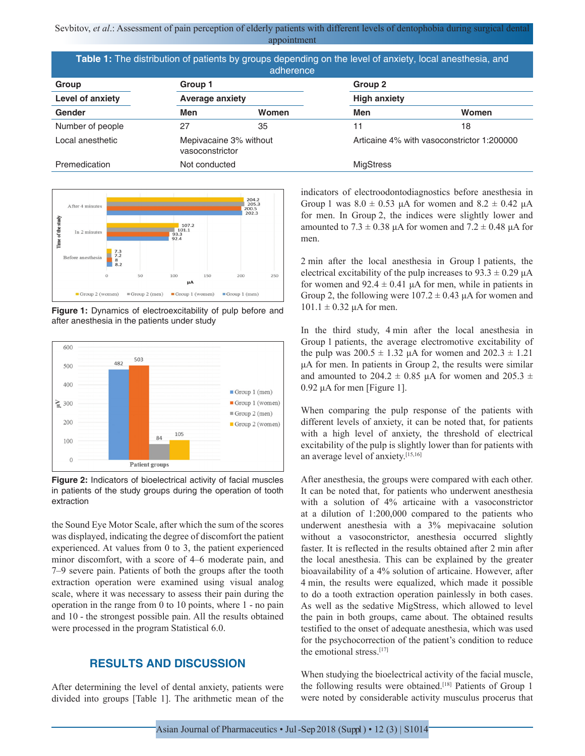**Table 1:** The distribution of patients by groups depending on the level of anxiety, local anesthesia, and adherence

| Group | Group 1 | | Group 2 | |
|---|---|---|---|---|
| Level of anxiety | Average anxiety | | High anxiety | |
| Gender | Men | Women | Men | Women |
| Number of people | 27 | 35 | 11 | 18 |
| Local anesthetic | Mepivacaine 3% without vasoconstrictor | | Articaine 4% with vasoconstrictor 1:200000 | |
| Premedication | Not conducted | | MigStress | |

**Figure 1:** Dynamics of electroexcitability of pulp before and after anesthesia in the patients under study

**Figure 2:** Indicators of bioelectrical activity of facial muscles in patients of the study groups during the operation of tooth extraction

the Sound Eye Motor Scale, after which the sum of the scores was displayed, indicating the degree of discomfort the patient experienced. At values from 0 to 3, the patient experienced minor discomfort, with a score of 4–6 moderate pain, and 7–9 severe pain. Patients of both the groups after the tooth extraction operation were examined using visual analog scale, where it was necessary to assess their pain during the operation in the range from 0 to 10 points, where 1 - no pain and 10 - the strongest possible pain. All the results obtained were processed in the program Statistical 6.0.

## RESULTS AND DISCUSSION

After determining the level of dental anxiety, patients were divided into groups [Table 1]. The arithmetic mean of the indicators of electroodontodiagnostics before anesthesia in Group 1 was 8.0 ± 0.53 μA for women and 8.2 ± 0.42 μA for men. In Group 2, the indices were slightly lower and amounted to 7.3 ± 0.38 μA for women and 7.2 ± 0.48 μA for men.

2 min after the local anesthesia in Group 1 patients, the electrical excitability of the pulp increases to 93.3 ± 0.29 μA for women and 92.4 ± 0.41 μA for men, while in patients in Group 2, the following were 107.2 ± 0.43 μA for women and 101.1 ± 0.32 μA for men.

In the third study, 4 min after the local anesthesia in Group 1 patients, the average electromotive excitability of the pulp was 200.5 ± 1.32 μA for women and 202.3 ± 1.21 μA for men. In patients in Group 2, the results were similar and amounted to 204.2 ± 0.85 μA for women and 205.3 ± 0.92 μA for men [Figure 1].

When comparing the pulp response of the patients with different levels of anxiety, it can be noted that, for patients with a high level of anxiety, the threshold of electrical excitability of the pulp is slightly lower than for patients with an average level of anxiety.[15,16]

After anesthesia, the groups were compared with each other. It can be noted that, for patients who underwent anesthesia with a solution of 4% articaine with a vasoconstrictor at a dilution of 1:200,000 compared to the patients who underwent anesthesia with a 3% mepivacaine solution without a vasoconstrictor, anesthesia occurred slightly faster. It is reflected in the results obtained after 2 min after the local anesthesia. This can be explained by the greater bioavailability of a 4% solution of articaine. However, after 4 min, the results were equalized, which made it possible to do a tooth extraction operation painlessly in both cases. As well as the sedative MigStress, which allowed to level the pain in both groups, came about. The obtained results testified to the onset of adequate anesthesia, which was used for the psychocorrection of the patient's condition to reduce the emotional stress.[17]

When studying the bioelectrical activity of the facial muscle, the following results were obtained.[18] Patients of Group 1 were noted by considerable activity musculus procerus that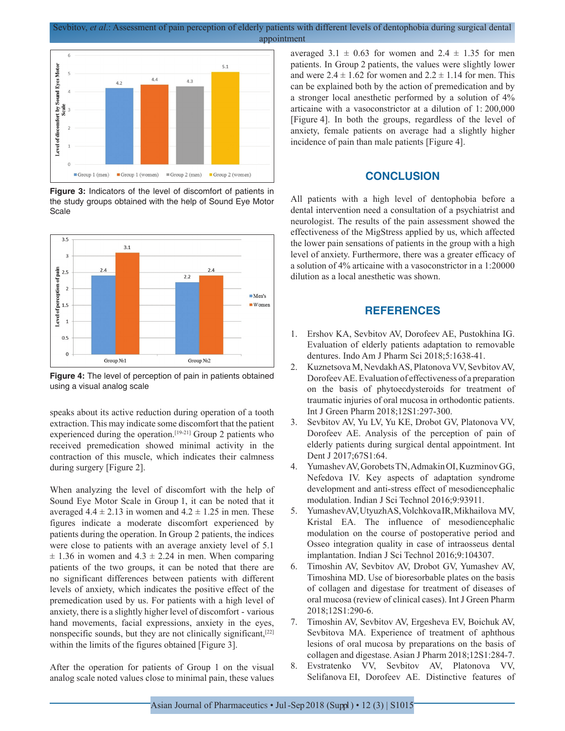Figure 3: Indicators of the level of discomfort of patients in the study groups obtained with the help of Sound Eye Motor Scale

Figure 4: The level of perception of pain in patients obtained using a visual analog scale

speaks about its active reduction during operation of a tooth extraction. This may indicate some discomfort that the patient experienced during the operation.[19-21] Group 2 patients who received premedication showed minimal activity in the contraction of this muscle, which indicates their calmness during surgery [Figure 2].

When analyzing the level of discomfort with the help of Sound Eye Motor Scale in Group 1, it can be noted that it averaged 4.4 ± 2.13 in women and 4.2 ± 1.25 in men. These figures indicate a moderate discomfort experienced by patients during the operation. In Group 2 patients, the indices were close to patients with an average anxiety level of 5.1 ± 1.36 in women and 4.3 ± 2.24 in men. When comparing patients of the two groups, it can be noted that there are no significant differences between patients with different levels of anxiety, which indicates the positive effect of the premedication used by us. For patients with a high level of anxiety, there is a slightly higher level of discomfort - various hand movements, facial expressions, anxiety in the eyes, nonspecific sounds, but they are not clinically significant,[22] within the limits of the figures obtained [Figure 3].

After the operation for patients of Group 1 on the visual analog scale noted values close to minimal pain, these values averaged 3.1 ± 0.63 for women and 2.4 ± 1.35 for men patients. In Group 2 patients, the values were slightly lower and were 2.4 ± 1.62 for women and 2.2 ± 1.14 for men. This can be explained both by the action of premedication and by a stronger local anesthetic performed by a solution of 4% articaine with a vasoconstrictor at a dilution of 1: 200,000 [Figure 4]. In both the groups, regardless of the level of anxiety, female patients on average had a slightly higher incidence of pain than male patients [Figure 4].

## CONCLUSION

All patients with a high level of dentophobia before a dental intervention need a consultation of a psychiatrist and neurologist. The results of the pain assessment showed the effectiveness of the MigStress applied by us, which affected the lower pain sensations of patients in the group with a high level of anxiety. Furthermore, there was a greater efficacy of a solution of 4% articaine with a vasoconstrictor in a 1:20000 dilution as a local anesthetic was shown.

## REFERENCES

1. Ershov KA, Sevbitov AV, Dorofeev AE, Pustokhina IG. Evaluation of elderly patients adaptation to removable dentures. Indo Am J Pharm Sci 2018;5:1638-41.
2. Kuznetsova M, Nevdakh AS, Platonova VV, Sevbitov AV, Dorofeev AE. Evaluation of effectiveness of a preparation on the basis of phytoecdysteroids for treatment of traumatic injuries of oral mucosa in orthodontic patients. Int J Green Pharm 2018;12S1:297-300.
3. Sevbitov AV, Yu LV, Yu KE, Drobot GV, Platonova VV, Dorofeev AE. Analysis of the perception of pain of elderly patients during surgical dental appointment. Int Dent J 2017;67S1:64.
4. Yumashev AV, Gorobets TN, Admakin OI, Kuzminov GG, Nefedova IV. Key aspects of adaptation syndrome development and anti-stress effect of mesodiencephalic modulation. Indian J Sci Technol 2016;9:93911.
5. Yumashev AV, Utyuzh AS, Volchkova IR, Mikhailova MV, Kristal EA. The influence of mesodiencephalic modulation on the course of postoperative period and Osseo integration quality in case of intraosseus dental implantation. Indian J Sci Technol 2016;9:104307.
6. Timoshin AV, Sevbitov AV, Drobot GV, Yumashev AV, Timoshina MD. Use of bioresorbable plates on the basis of collagen and digestase for treatment of diseases of oral mucosa (review of clinical cases). Int J Green Pharm 2018;12S1:290-6.
7. Timoshin AV, Sevbitov AV, Ergesheva EV, Boichuk AV, Sevbitova MA. Experience of treatment of aphthous lesions of oral mucosa by preparations on the basis of collagen and digestase. Asian J Pharm 2018;12S1:284-7.
8. Evstratenko VV, Sevbitov AV, Platonova VV, Selifanova EI, Dorofeev AE. Distinctive features of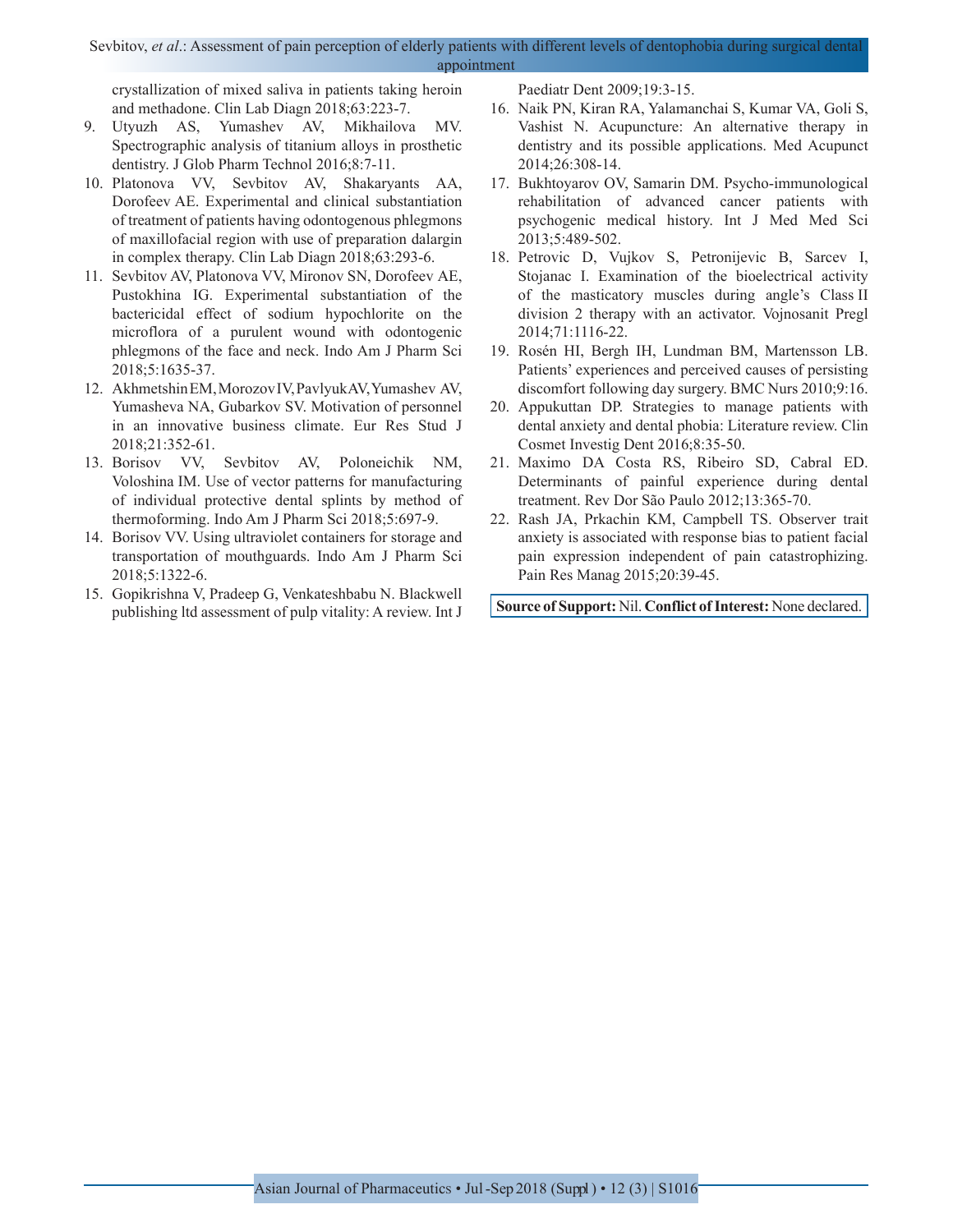crystallization of mixed saliva in patients taking heroin and methadone. Clin Lab Diagn 2018;63:223-7.

9. Utyuzh AS, Yumashev AV, Mikhailova MV. Spectrographic analysis of titanium alloys in prosthetic dentistry. J Glob Pharm Technol 2016;8:7-11.
10. Platonova VV, Sevbitov AV, Shakaryants AA, Dorofeev AE. Experimental and clinical substantiation of treatment of patients having odontogenous phlegmons of maxillofacial region with use of preparation dalargin in complex therapy. Clin Lab Diagn 2018;63:293-6.
11. Sevbitov AV, Platonova VV, Mironov SN, Dorofeev AE, Pustokhina IG. Experimental substantiation of the bactericidal effect of sodium hypochlorite on the microflora of a purulent wound with odontogenic phlegmons of the face and neck. Indo Am J Pharm Sci 2018;5:1635-37.
12. Akhmetshin EM, Morozov IV, Pavlyuk AV, Yumashev AV, Yumasheva NA, Gubarkov SV. Motivation of personnel in an innovative business climate. Eur Res Stud J 2018;21:352-61.
13. Borisov VV, Sevbitov AV, Poloneichik NM, Voloshina IM. Use of vector patterns for manufacturing of individual protective dental splints by method of thermoforming. Indo Am J Pharm Sci 2018;5:697-9.
14. Borisov VV. Using ultraviolet containers for storage and transportation of mouthguards. Indo Am J Pharm Sci 2018;5:1322-6.
15. Gopikrishna V, Pradeep G, Venkateshbabu N. Blackwell publishing ltd assessment of pulp vitality: A review. Int J Paediatr Dent 2009;19:3-15.
16. Naik PN, Kiran RA, Yalamanchai S, Kumar VA, Goli S, Vashist N. Acupuncture: An alternative therapy in dentistry and its possible applications. Med Acupunct 2014;26:308-14.
17. Bukhtoyarov OV, Samarin DM. Psycho-immunological rehabilitation of advanced cancer patients with psychogenic medical history. Int J Med Med Sci 2013;5:489-502.
18. Petrovic D, Vujkov S, Petronijevic B, Sarcev I, Stojanac I. Examination of the bioelectrical activity of the masticatory muscles during angle's Class II division 2 therapy with an activator. Vojnosanit Pregl 2014;71:1116-22.
19. Rosén HI, Bergh IH, Lundman BM, Martensson LB. Patients' experiences and perceived causes of persisting discomfort following day surgery. BMC Nurs 2010;9:16.
20. Appukuttan DP. Strategies to manage patients with dental anxiety and dental phobia: Literature review. Clin Cosmet Investig Dent 2016;8:35-50.
21. Maximo DA Costa RS, Ribeiro SD, Cabral ED. Determinants of painful experience during dental treatment. Rev Dor São Paulo 2012;13:365-70.
22. Rash JA, Prkachin KM, Campbell TS. Observer trait anxiety is associated with response bias to patient facial pain expression independent of pain catastrophizing. Pain Res Manag 2015;20:39-45.

**Source of Support:** Nil. **Conflict of Interest:** None declared.